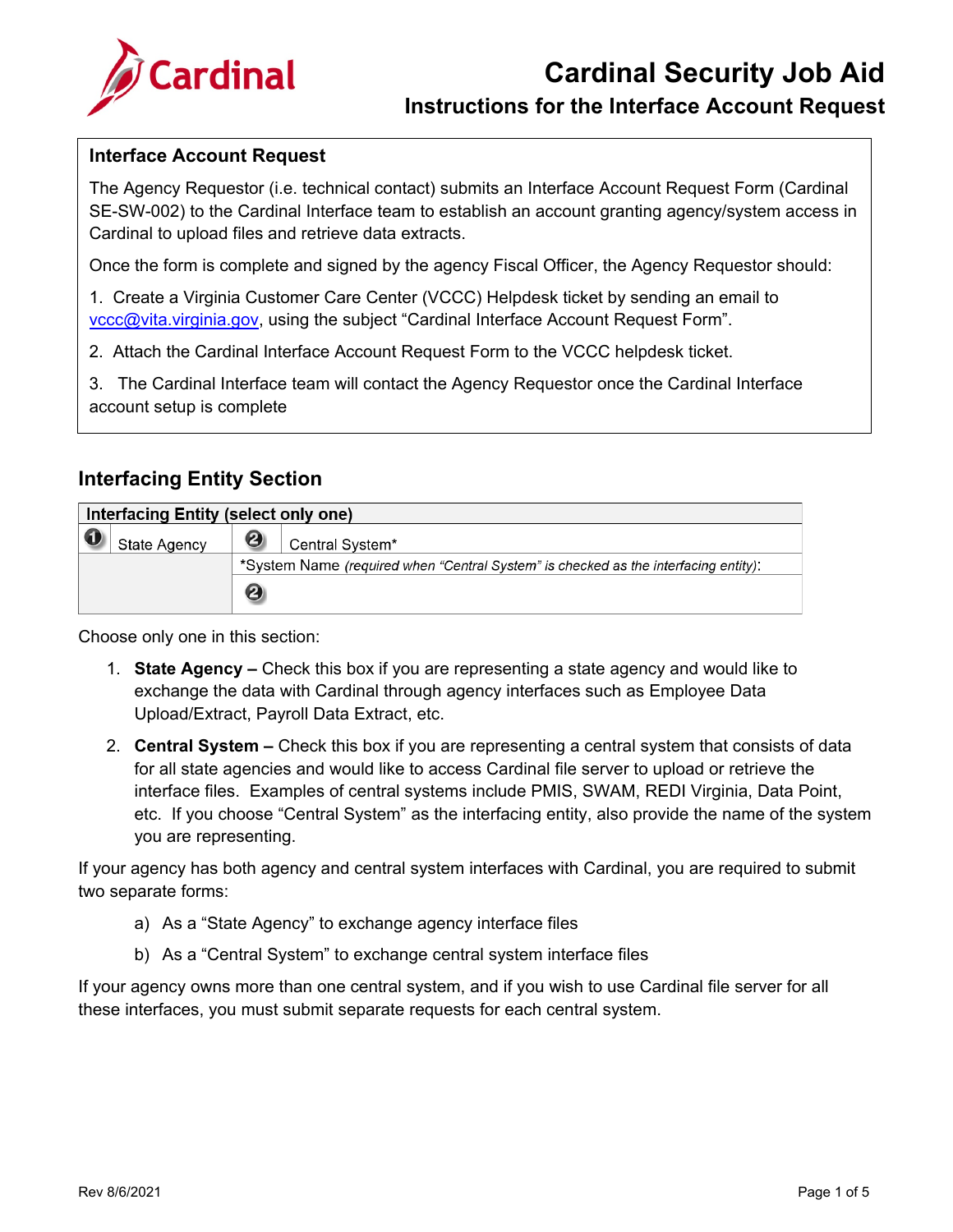# Cardinal Security Job Aid

## Instructions for the Interface Account Request

### Interface Account Request

The Agency Requestor (i.e. technical contact) submits an Interface Account Request Form (Cardinal SE-SW-002) to the Cardinal Interface team to establish an account granting agency/system access in Cardinal to upload files and retrieve data extracts.

Once the form is complete and signed by the agency Fiscal Officer, the Agency Requestor should:

1. Create a Virginia Customer Care Center (VCCC) Helpdesk ticket by sending an email to vccc@vita.virginia.gov, using the subject "Cardinal Interface Account Request Form".
2. Attach the Cardinal Interface Account Request Form to the VCCC helpdesk ticket.
3. The Cardinal Interface team will contact the Agency Requestor once the Cardinal Interface account setup is complete

## Interfacing Entity Section

| Interfacing Entity (select only one) | | | |
|---|---|---|---|
| 1 | State Agency | 2 | Central System* |
| | | *System Name *(required when "Central System" is checked as the interfacing entity)*: | |
| | | 2 | |

Choose only one in this section:

1. **State Agency –** Check this box if you are representing a state agency and would like to exchange the data with Cardinal through agency interfaces such as Employee Data Upload/Extract, Payroll Data Extract, etc.
2. **Central System –** Check this box if you are representing a central system that consists of data for all state agencies and would like to access Cardinal file server to upload or retrieve the interface files. Examples of central systems include PMIS, SWAM, REDI Virginia, Data Point, etc. If you choose "Central System" as the interfacing entity, also provide the name of the system you are representing.

If your agency has both agency and central system interfaces with Cardinal, you are required to submit two separate forms:

a) As a "State Agency" to exchange agency interface files

b) As a "Central System" to exchange central system interface files

If your agency owns more than one central system, and if you wish to use Cardinal file server for all these interfaces, you must submit separate requests for each central system.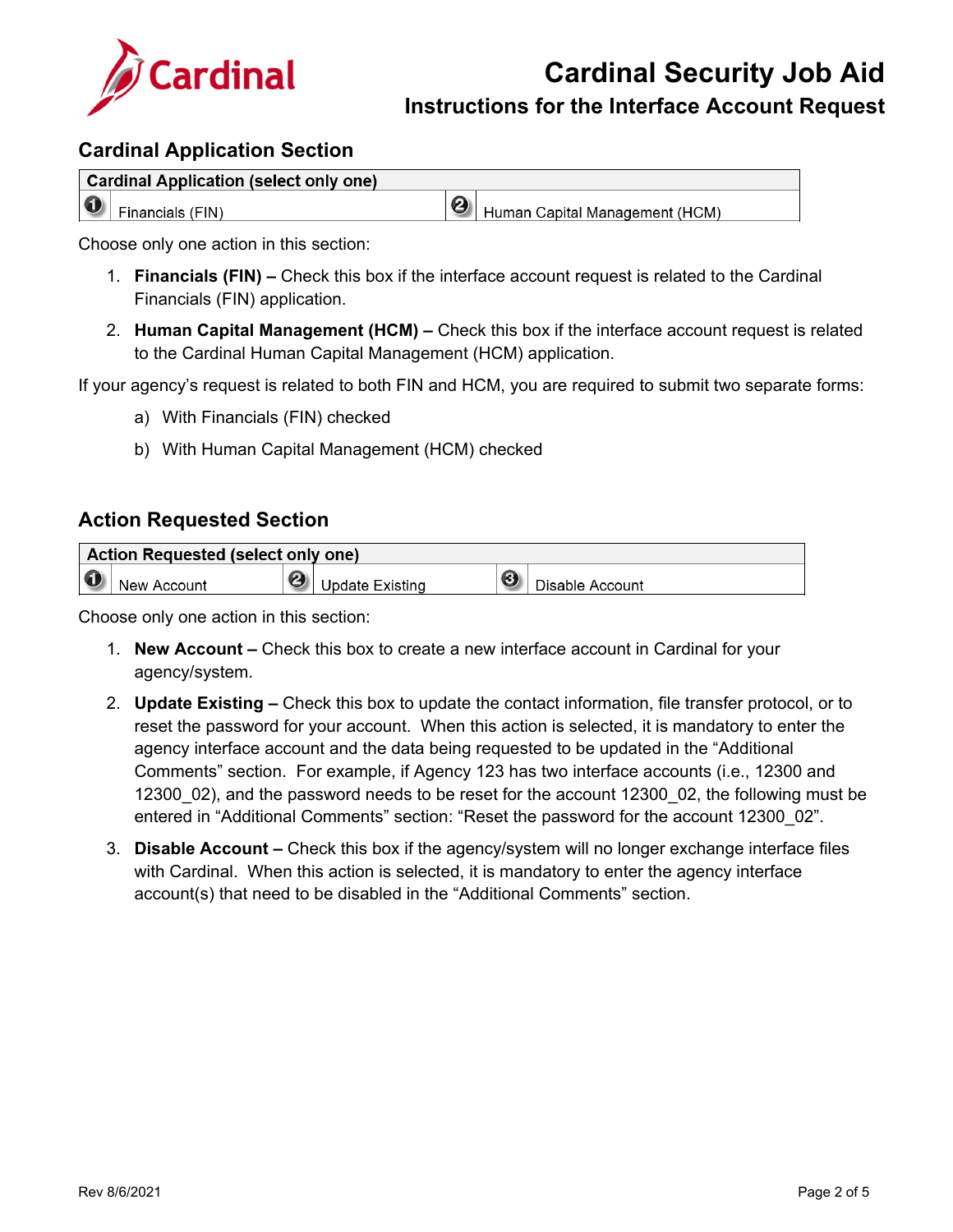## Cardinal Application Section

| Cardinal Application (select only one) | |
|---|---|
| ❶ Financials (FIN) | ❷ Human Capital Management (HCM) |

Choose only one action in this section:

1. **Financials (FIN) –** Check this box if the interface account request is related to the Cardinal Financials (FIN) application.
2. **Human Capital Management (HCM) –** Check this box if the interface account request is related to the Cardinal Human Capital Management (HCM) application.

If your agency's request is related to both FIN and HCM, you are required to submit two separate forms:

a) With Financials (FIN) checked

b) With Human Capital Management (HCM) checked

## Action Requested Section

| Action Requested (select only one) | | |
|---|---|---|
| ❶ New Account | ❷ Update Existing | ❸ Disable Account |

Choose only one action in this section:

1. **New Account –** Check this box to create a new interface account in Cardinal for your agency/system.
2. **Update Existing –** Check this box to update the contact information, file transfer protocol, or to reset the password for your account. When this action is selected, it is mandatory to enter the agency interface account and the data being requested to be updated in the "Additional Comments" section. For example, if Agency 123 has two interface accounts (i.e., 12300 and 12300_02), and the password needs to be reset for the account 12300_02, the following must be entered in "Additional Comments" section: "Reset the password for the account 12300_02".
3. **Disable Account –** Check this box if the agency/system will no longer exchange interface files with Cardinal. When this action is selected, it is mandatory to enter the agency interface account(s) that need to be disabled in the "Additional Comments" section.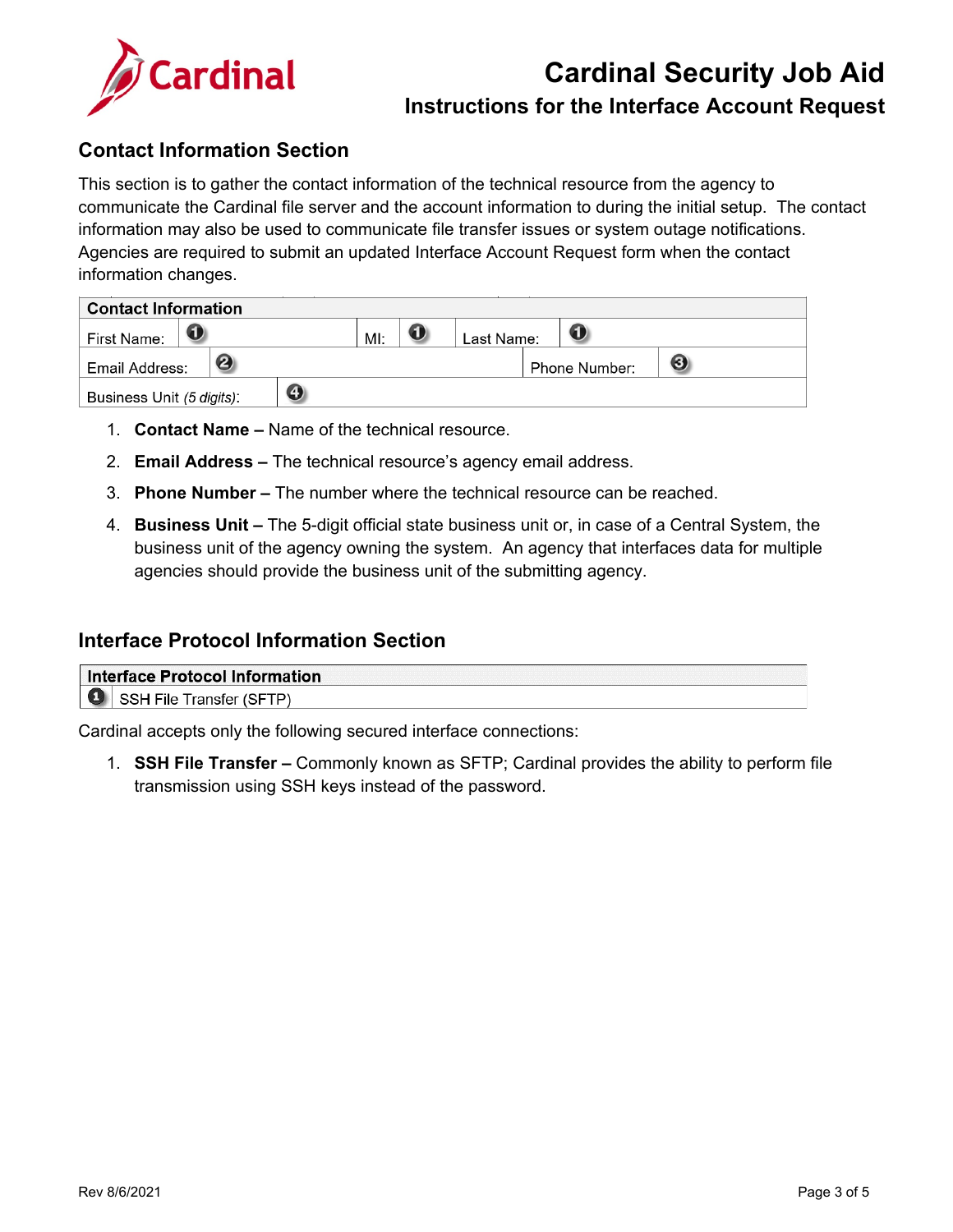## Contact Information Section

This section is to gather the contact information of the technical resource from the agency to communicate the Cardinal file server and the account information to during the initial setup. The contact information may also be used to communicate file transfer issues or system outage notifications. Agencies are required to submit an updated Interface Account Request form when the contact information changes.

| Contact Information | | | | | |
|---|---|---|---|---|---|
| First Name: | ❶ | MI: | ❶ | Last Name: | ❶ |
| Email Address: | ❷ | | | Phone Number: | ❸ |
| Business Unit *(5 digits)*: | ❹ | | | | |

1. **Contact Name –** Name of the technical resource.
2. **Email Address –** The technical resource's agency email address.
3. **Phone Number –** The number where the technical resource can be reached.
4. **Business Unit –** The 5-digit official state business unit or, in case of a Central System, the business unit of the agency owning the system. An agency that interfaces data for multiple agencies should provide the business unit of the submitting agency.

## Interface Protocol Information Section

| Interface Protocol Information | |
|---|---|
| ❶ | SSH File Transfer (SFTP) |

Cardinal accepts only the following secured interface connections:

1. **SSH File Transfer –** Commonly known as SFTP; Cardinal provides the ability to perform file transmission using SSH keys instead of the password.

Rev 8/6/2021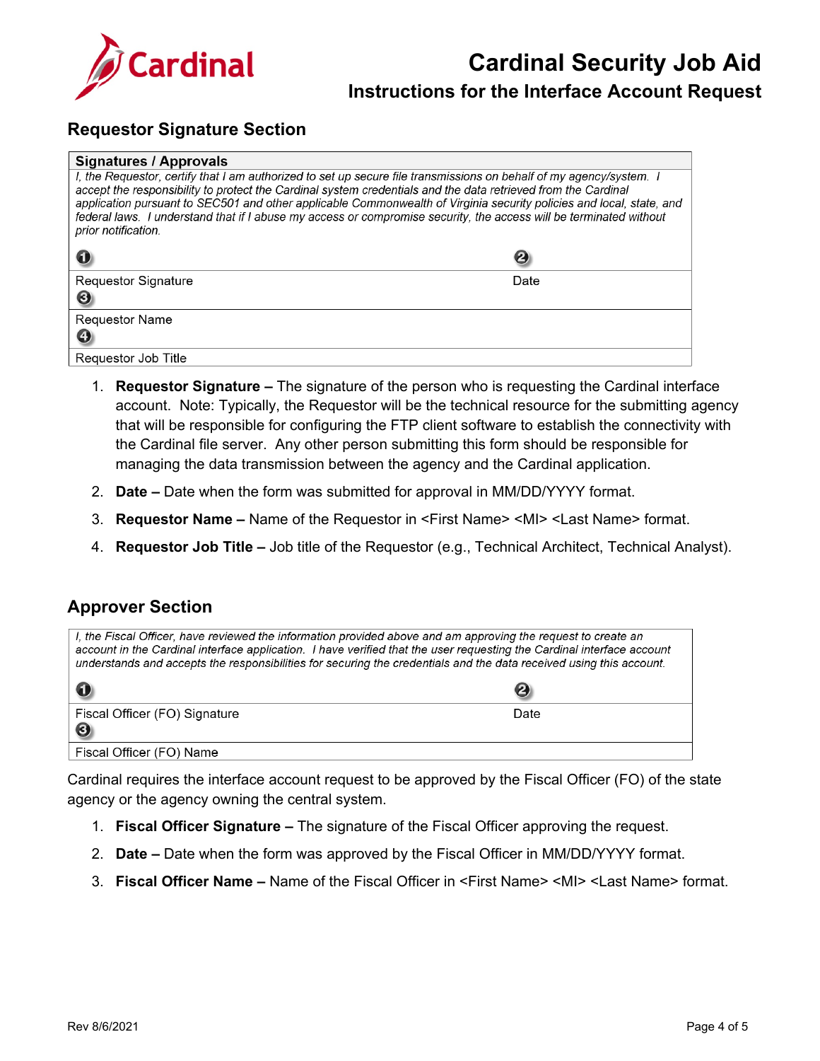## Requestor Signature Section

| Signatures / Approvals | |
|---|---|
| *I, the Requestor, certify that I am authorized to set up secure file transmissions on behalf of my agency/system. I accept the responsibility to protect the Cardinal system credentials and the data retrieved from the Cardinal application pursuant to SEC501 and other applicable Commonwealth of Virginia security policies and local, state, and federal laws. I understand that if I abuse my access or compromise security, the access will be terminated without prior notification.* | |
| ❶ | ❷ |
| Requestor Signature | Date |
| ❸ | |
| Requestor Name | |
| ❹ | |
| Requestor Job Title | |

1. **Requestor Signature –** The signature of the person who is requesting the Cardinal interface account. Note: Typically, the Requestor will be the technical resource for the submitting agency that will be responsible for configuring the FTP client software to establish the connectivity with the Cardinal file server. Any other person submitting this form should be responsible for managing the data transmission between the agency and the Cardinal application.
2. **Date –** Date when the form was submitted for approval in MM/DD/YYYY format.
3. **Requestor Name –** Name of the Requestor in <First Name> <MI> <Last Name> format.
4. **Requestor Job Title –** Job title of the Requestor (e.g., Technical Architect, Technical Analyst).

## Approver Section

| | |
|---|---|
| *I, the Fiscal Officer, have reviewed the information provided above and am approving the request to create an account in the Cardinal interface application. I have verified that the user requesting the Cardinal interface account understands and accepts the responsibilities for securing the credentials and the data received using this account.* | |
| ❶ | ❷ |
| Fiscal Officer (FO) Signature | Date |
| ❸ | |
| Fiscal Officer (FO) Name | |

Cardinal requires the interface account request to be approved by the Fiscal Officer (FO) of the state agency or the agency owning the central system.

1. **Fiscal Officer Signature –** The signature of the Fiscal Officer approving the request.
2. **Date –** Date when the form was approved by the Fiscal Officer in MM/DD/YYYY format.
3. **Fiscal Officer Name –** Name of the Fiscal Officer in <First Name> <MI> <Last Name> format.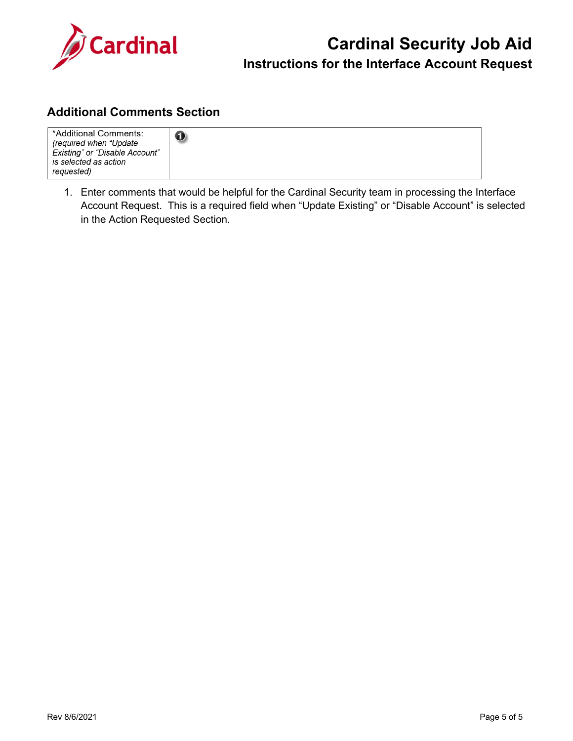## Additional Comments Section

| | |
|---|---|
| *Additional Comments: *(required when "Update Existing" or "Disable Account" is selected as action requested)* | 1 |

1. Enter comments that would be helpful for the Cardinal Security team in processing the Interface Account Request. This is a required field when "Update Existing" or "Disable Account" is selected in the Action Requested Section.